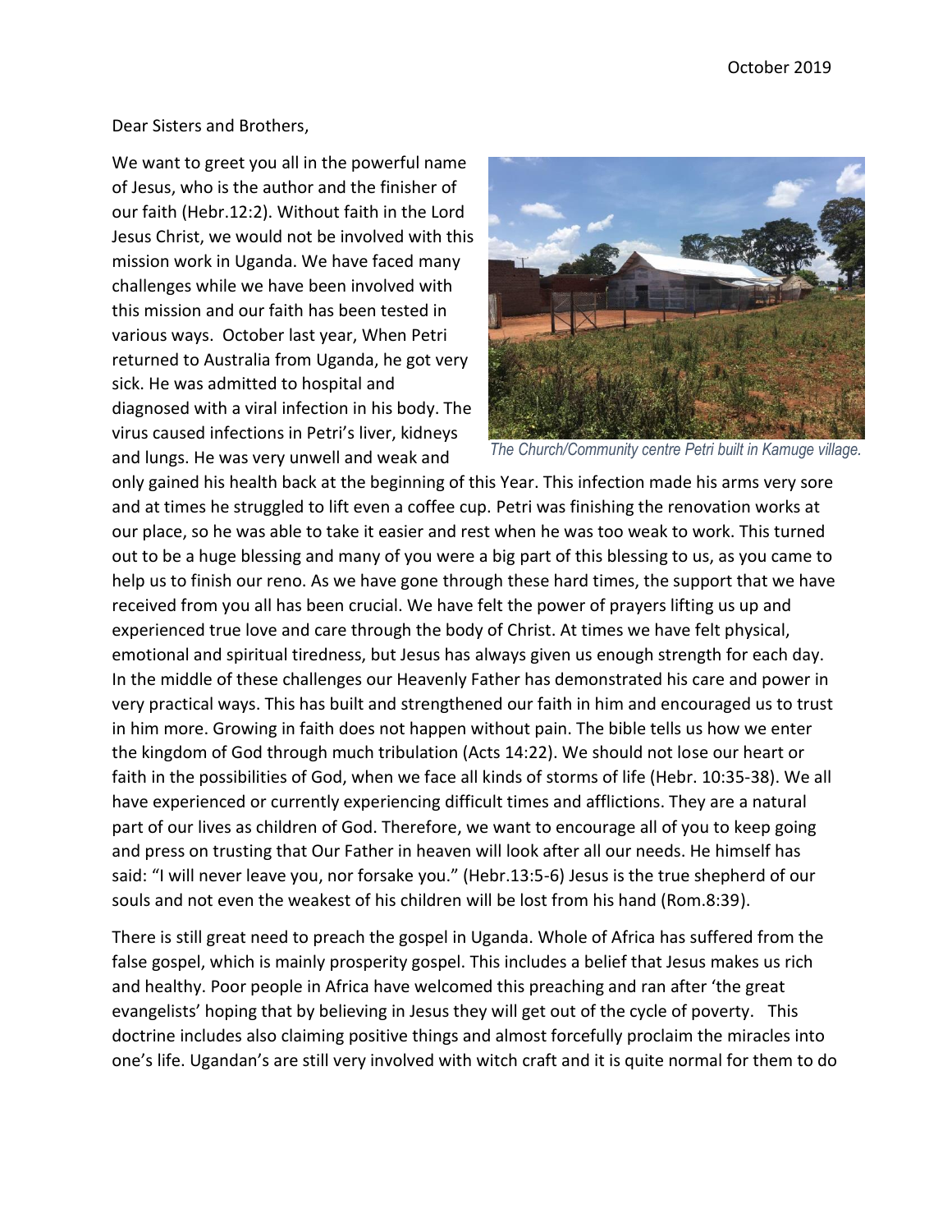October 2019

Dear Sisters and Brothers,

We want to greet you all in the powerful name of Jesus, who is the author and the finisher of our faith (Hebr.12:2). Without faith in the Lord Jesus Christ, we would not be involved with this mission work in Uganda. We have faced many challenges while we have been involved with this mission and our faith has been tested in various ways. October last year, When Petri returned to Australia from Uganda, he got very sick. He was admitted to hospital and diagnosed with a viral infection in his body. The virus caused infections in Petri's liver, kidneys and lungs. He was very unwell and weak and only gained his health back at the beginning of this Year. This infection made his arms very sore and at times he struggled to lift even a coffee cup. Petri was finishing the renovation works at our place, so he was able to take it easier and rest when he was too weak to work. This turned out to be a huge blessing and many of you were a big part of this blessing to us, as you came to help us to finish our reno. As we have gone through these hard times, the support that we have received from you all has been crucial. We have felt the power of prayers lifting us up and experienced true love and care through the body of Christ. At times we have felt physical, emotional and spiritual tiredness, but Jesus has always given us enough strength for each day. In the middle of these challenges our Heavenly Father has demonstrated his care and power in very practical ways. This has built and strengthened our faith in him and encouraged us to trust in him more. Growing in faith does not happen without pain. The bible tells us how we enter the kingdom of God through much tribulation (Acts 14:22). We should not lose our heart or faith in the possibilities of God, when we face all kinds of storms of life (Hebr. 10:35-38). We all have experienced or currently experiencing difficult times and afflictions. They are a natural part of our lives as children of God. Therefore, we want to encourage all of you to keep going and press on trusting that Our Father in heaven will look after all our needs. He himself has said: "I will never leave you, nor forsake you." (Hebr.13:5-6) Jesus is the true shepherd of our souls and not even the weakest of his children will be lost from his hand (Rom.8:39).

*The Church/Community centre Petri built in Kamuge village.*

There is still great need to preach the gospel in Uganda. Whole of Africa has suffered from the false gospel, which is mainly prosperity gospel. This includes a belief that Jesus makes us rich and healthy. Poor people in Africa have welcomed this preaching and ran after 'the great evangelists' hoping that by believing in Jesus they will get out of the cycle of poverty. This doctrine includes also claiming positive things and almost forcefully proclaim the miracles into one's life. Ugandan's are still very involved with witch craft and it is quite normal for them to do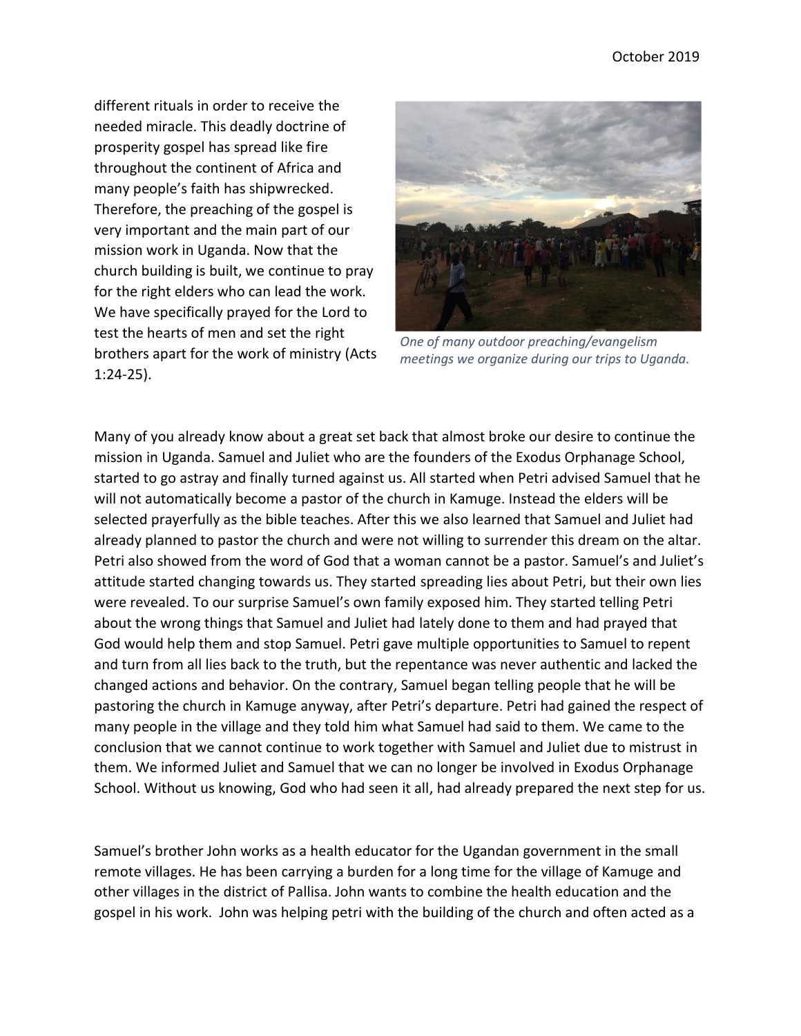different rituals in order to receive the needed miracle. This deadly doctrine of prosperity gospel has spread like fire throughout the continent of Africa and many people's faith has shipwrecked. Therefore, the preaching of the gospel is very important and the main part of our mission work in Uganda. Now that the church building is built, we continue to pray for the right elders who can lead the work. We have specifically prayed for the Lord to test the hearts of men and set the right brothers apart for the work of ministry (Acts 1:24-25).

*One of many outdoor preaching/evangelism meetings we organize during our trips to Uganda.*

Many of you already know about a great set back that almost broke our desire to continue the mission in Uganda. Samuel and Juliet who are the founders of the Exodus Orphanage School, started to go astray and finally turned against us. All started when Petri advised Samuel that he will not automatically become a pastor of the church in Kamuge. Instead the elders will be selected prayerfully as the bible teaches. After this we also learned that Samuel and Juliet had already planned to pastor the church and were not willing to surrender this dream on the altar. Petri also showed from the word of God that a woman cannot be a pastor. Samuel's and Juliet's attitude started changing towards us. They started spreading lies about Petri, but their own lies were revealed. To our surprise Samuel's own family exposed him. They started telling Petri about the wrong things that Samuel and Juliet had lately done to them and had prayed that God would help them and stop Samuel. Petri gave multiple opportunities to Samuel to repent and turn from all lies back to the truth, but the repentance was never authentic and lacked the changed actions and behavior. On the contrary, Samuel began telling people that he will be pastoring the church in Kamuge anyway, after Petri's departure. Petri had gained the respect of many people in the village and they told him what Samuel had said to them. We came to the conclusion that we cannot continue to work together with Samuel and Juliet due to mistrust in them. We informed Juliet and Samuel that we can no longer be involved in Exodus Orphanage School. Without us knowing, God who had seen it all, had already prepared the next step for us.

Samuel's brother John works as a health educator for the Ugandan government in the small remote villages. He has been carrying a burden for a long time for the village of Kamuge and other villages in the district of Pallisa. John wants to combine the health education and the gospel in his work. John was helping petri with the building of the church and often acted as a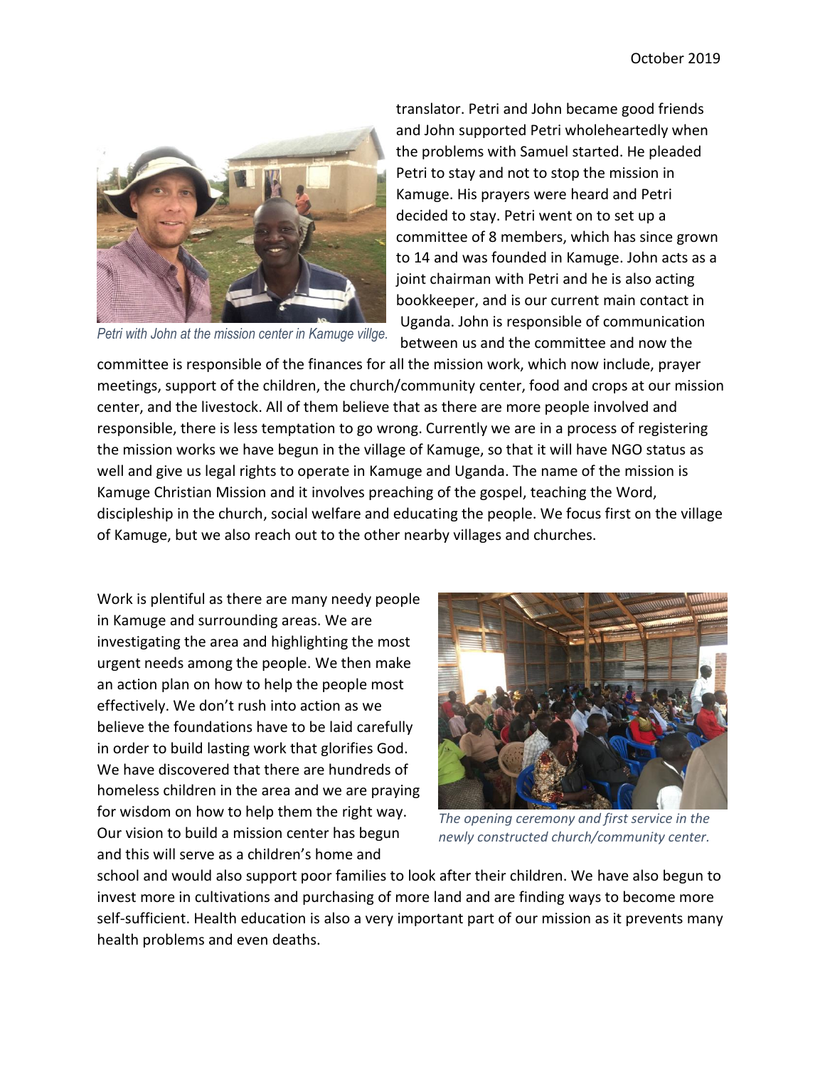translator. Petri and John became good friends and John supported Petri wholeheartedly when the problems with Samuel started. He pleaded Petri to stay and not to stop the mission in Kamuge. His prayers were heard and Petri decided to stay. Petri went on to set up a committee of 8 members, which has since grown to 14 and was founded in Kamuge. John acts as a joint chairman with Petri and he is also acting bookkeeper, and is our current main contact in Uganda. John is responsible of communication between us and the committee and now the committee is responsible of the finances for all the mission work, which now include, prayer meetings, support of the children, the church/community center, food and crops at our mission center, and the livestock. All of them believe that as there are more people involved and responsible, there is less temptation to go wrong. Currently we are in a process of registering the mission works we have begun in the village of Kamuge, so that it will have NGO status as well and give us legal rights to operate in Kamuge and Uganda. The name of the mission is Kamuge Christian Mission and it involves preaching of the gospel, teaching the Word, discipleship in the church, social welfare and educating the people. We focus first on the village of Kamuge, but we also reach out to the other nearby villages and churches.

*Petri with John at the mission center in Kamuge villge.*

Work is plentiful as there are many needy people in Kamuge and surrounding areas. We are investigating the area and highlighting the most urgent needs among the people. We then make an action plan on how to help the people most effectively. We don't rush into action as we believe the foundations have to be laid carefully in order to build lasting work that glorifies God. We have discovered that there are hundreds of homeless children in the area and we are praying for wisdom on how to help them the right way. Our vision to build a mission center has begun and this will serve as a children's home and school and would also support poor families to look after their children. We have also begun to invest more in cultivations and purchasing of more land and are finding ways to become more self-sufficient. Health education is also a very important part of our mission as it prevents many health problems and even deaths.

*The opening ceremony and first service in the newly constructed church/community center.*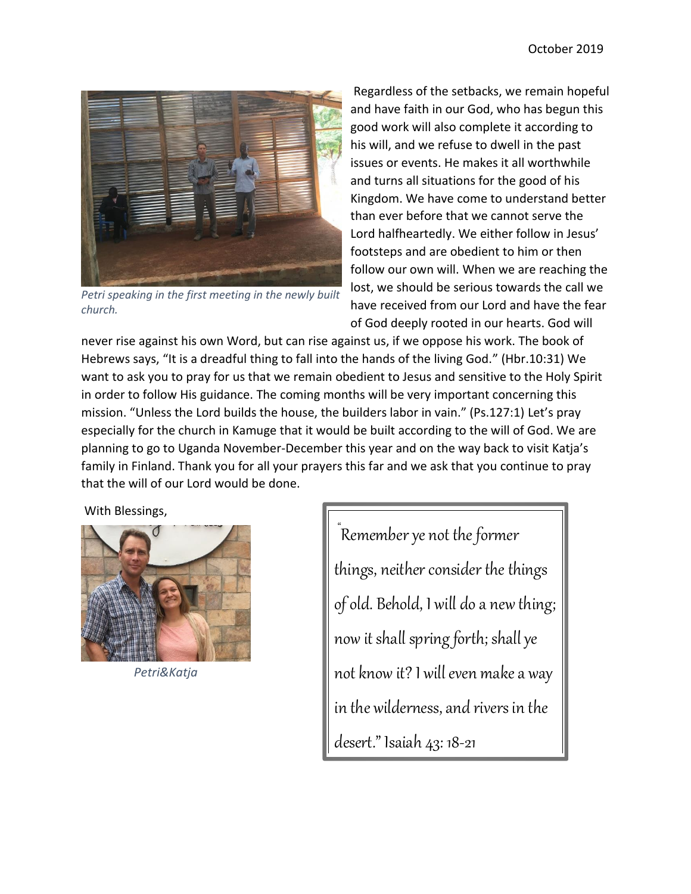October 2019

*Petri speaking in the first meeting in the newly built church.*

Regardless of the setbacks, we remain hopeful and have faith in our God, who has begun this good work will also complete it according to his will, and we refuse to dwell in the past issues or events. He makes it all worthwhile and turns all situations for the good of his Kingdom. We have come to understand better than ever before that we cannot serve the Lord halfheartedly. We either follow in Jesus' footsteps and are obedient to him or then follow our own will. When we are reaching the lost, we should be serious towards the call we have received from our Lord and have the fear of God deeply rooted in our hearts. God will never rise against his own Word, but can rise against us, if we oppose his work. The book of Hebrews says, "It is a dreadful thing to fall into the hands of the living God." (Hbr.10:31) We want to ask you to pray for us that we remain obedient to Jesus and sensitive to the Holy Spirit in order to follow His guidance. The coming months will be very important concerning this mission. "Unless the Lord builds the house, the builders labor in vain." (Ps.127:1) Let's pray especially for the church in Kamuge that it would be built according to the will of God. We are planning to go to Uganda November-December this year and on the way back to visit Katja's family in Finland. Thank you for all your prayers this far and we ask that you continue to pray that the will of our Lord would be done.

With Blessings,

*Petri&Katja*

"Remember ye not the former things, neither consider the things of old. Behold, I will do a new thing; now it shall spring forth; shall ye not know it? I will even make a way in the wilderness, and rivers in the desert." Isaiah 43: 18-21